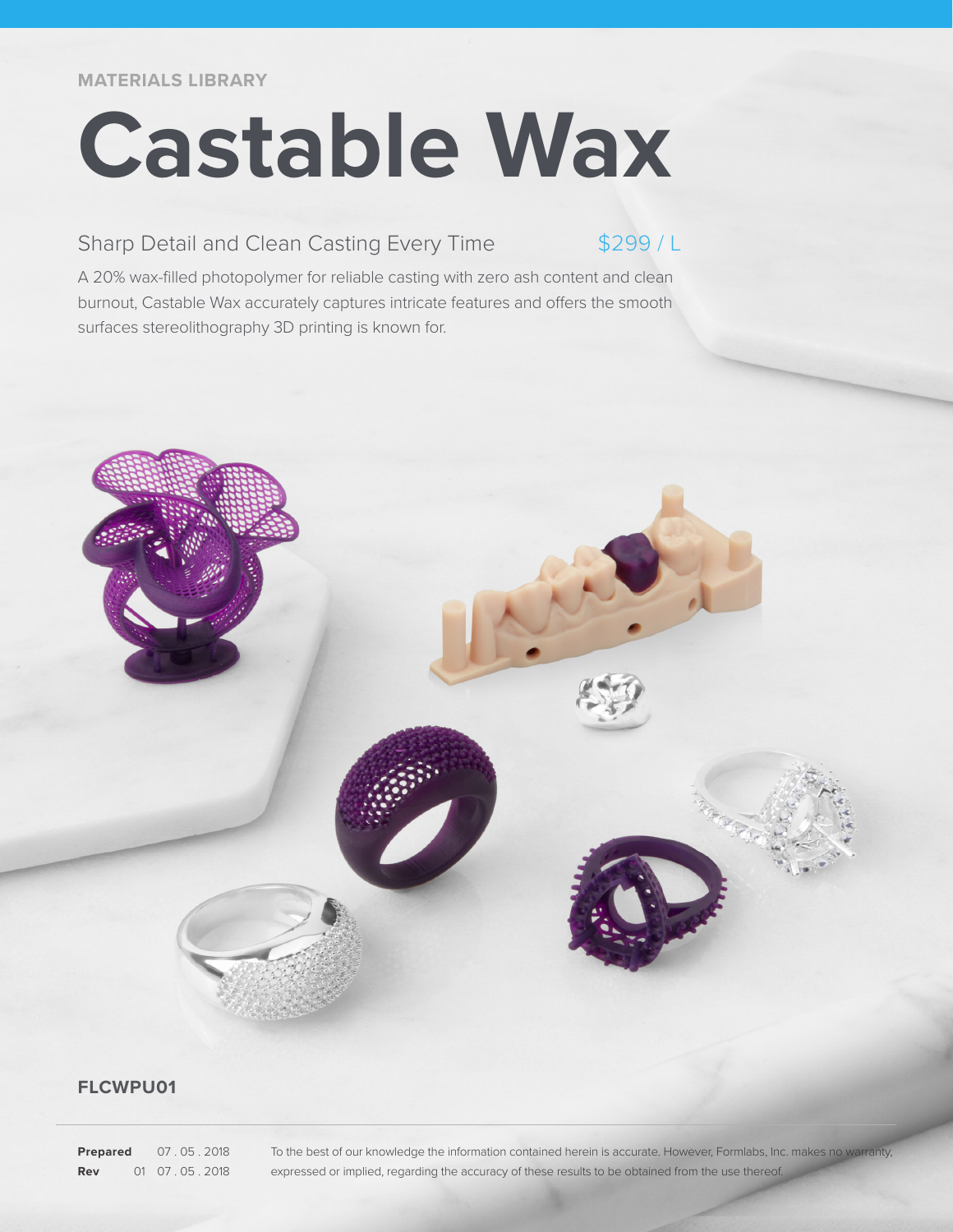MATERIALS LIBRARY

# Castable Wax

## Sharp Detail and Clean Casting Every Time

$299 / L

A 20% wax-filled photopolymer for reliable casting with zero ash content and clean burnout, Castable Wax accurately captures intricate features and offers the smooth surfaces stereolithography 3D printing is known for.

**FLCWPU01**

**Prepared** 07 . 05 . 2018
**Rev** 01 07 . 05 . 2018

To the best of our knowledge the information contained herein is accurate. However, Formlabs, Inc. makes no warranty, expressed or implied, regarding the accuracy of these results to be obtained from the use thereof.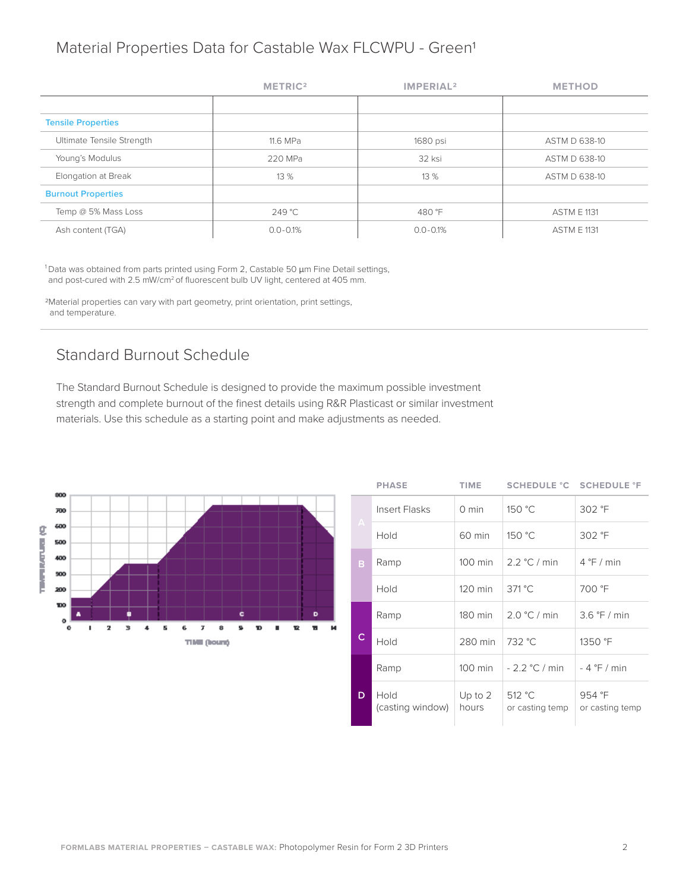# Material Properties Data for Castable Wax FLCWPU - Green[1]

| | METRIC[2] | IMPERIAL[2] | METHOD |
|---|---|---|---|
| **Tensile Properties** | | | |
| Ultimate Tensile Strength | 11.6 MPa | 1680 psi | ASTM D 638-10 |
| Young's Modulus | 220 MPa | 32 ksi | ASTM D 638-10 |
| Elongation at Break | 13 % | 13 % | ASTM D 638-10 |
| **Burnout Properties** | | | |
| Temp @ 5% Mass Loss | 249 °C | 480 °F | ASTM E 1131 |
| Ash content (TGA) | 0.0-0.1% | 0.0-0.1% | ASTM E 1131 |

[1] Data was obtained from parts printed using Form 2, Castable 50 µm Fine Detail settings, and post-cured with 2.5 mW/cm² of fluorescent bulb UV light, centered at 405 mm.

[2] Material properties can vary with part geometry, print orientation, print settings, and temperature.

## Standard Burnout Schedule

The Standard Burnout Schedule is designed to provide the maximum possible investment strength and complete burnout of the finest details using R&R Plasticast or similar investment materials. Use this schedule as a starting point and make adjustments as needed.

TEMPERATURE (C)

800
700
600
500
400
300
200
100
0

A B C D

0 1 2 3 4 5 6 7 8 9 10 11 12 13 14

TIME (hours)

| | PHASE | TIME | SCHEDULE °C | SCHEDULE °F |
|---|---|---|---|---|
| A | Insert Flasks | 0 min | 150 °C | 302 °F |
| | Hold | 60 min | 150 °C | 302 °F |
| B | Ramp | 100 min | 2.2 °C / min | 4 °F / min |
| | Hold | 120 min | 371 °C | 700 °F |
| C | Ramp | 180 min | 2.0 °C / min | 3.6 °F / min |
| | Hold | 280 min | 732 °C | 1350 °F |
| D | Ramp | 100 min | - 2.2 °C / min | - 4 °F / min |
| | Hold (casting window) | Up to 2 hours | 512 °C or casting temp | 954 °F or casting temp |